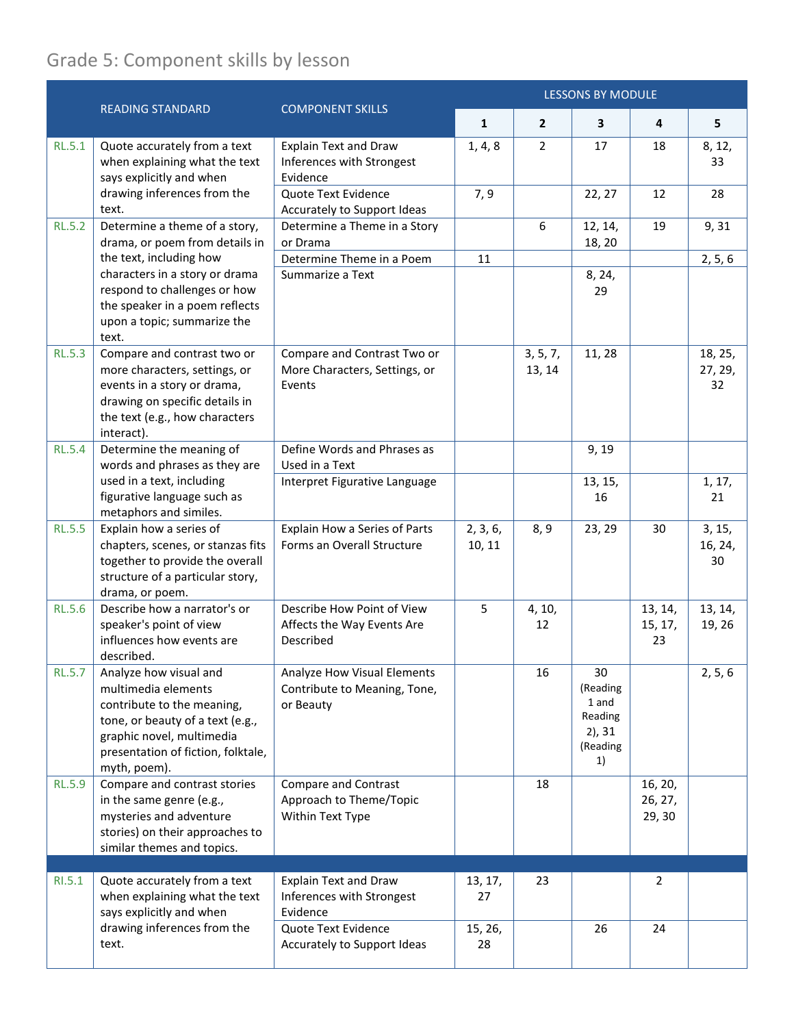## Grade 5: Component skills by lesson

| | READING STANDARD | COMPONENT SKILLS | LESSONS BY MODULE | | | | |
|---|---|---|---|---|---|---|---|
| | | | 1 | 2 | 3 | 4 | 5 |
| RL.5.1 | Quote accurately from a text when explaining what the text says explicitly and when drawing inferences from the text. | Explain Text and Draw Inferences with Strongest Evidence | 1, 4, 8 | 2 | 17 | 18 | 8, 12, 33 |
| | | Quote Text Evidence Accurately to Support Ideas | 7, 9 | | 22, 27 | 12 | 28 |
| RL.5.2 | Determine a theme of a story, drama, or poem from details in the text, including how characters in a story or drama respond to challenges or how the speaker in a poem reflects upon a topic; summarize the text. | Determine a Theme in a Story or Drama | | 6 | 12, 14, 18, 20 | 19 | 9, 31 |
| | | Determine Theme in a Poem | 11 | | | | 2, 5, 6 |
| | | Summarize a Text | | | 8, 24, 29 | | |
| RL.5.3 | Compare and contrast two or more characters, settings, or events in a story or drama, drawing on specific details in the text (e.g., how characters interact). | Compare and Contrast Two or More Characters, Settings, or Events | | 3, 5, 7, 13, 14 | 11, 28 | | 18, 25, 27, 29, 32 |
| RL.5.4 | Determine the meaning of words and phrases as they are used in a text, including figurative language such as metaphors and similes. | Define Words and Phrases as Used in a Text | | | 9, 19 | | |
| | | Interpret Figurative Language | | | 13, 15, 16 | | 1, 17, 21 |
| RL.5.5 | Explain how a series of chapters, scenes, or stanzas fits together to provide the overall structure of a particular story, drama, or poem. | Explain How a Series of Parts Forms an Overall Structure | 2, 3, 6, 10, 11 | 8, 9 | 23, 29 | 30 | 3, 15, 16, 24, 30 |
| RL.5.6 | Describe how a narrator's or speaker's point of view influences how events are described. | Describe How Point of View Affects the Way Events Are Described | 5 | 4, 10, 12 | | 13, 14, 15, 17, 23 | 13, 14, 19, 26 |
| RL.5.7 | Analyze how visual and multimedia elements contribute to the meaning, tone, or beauty of a text (e.g., graphic novel, multimedia presentation of fiction, folktale, myth, poem). | Analyze How Visual Elements Contribute to Meaning, Tone, or Beauty | | 16 | 30 (Reading 1 and Reading 2), 31 (Reading 1) | | 2, 5, 6 |
| RL.5.9 | Compare and contrast stories in the same genre (e.g., mysteries and adventure stories) on their approaches to similar themes and topics. | Compare and Contrast Approach to Theme/Topic Within Text Type | | 18 | | 16, 20, 26, 27, 29, 30 | |
| | | | | | | | |
| RI.5.1 | Quote accurately from a text when explaining what the text says explicitly and when drawing inferences from the text. | Explain Text and Draw Inferences with Strongest Evidence | 13, 17, 27 | 23 | | 2 | |
| | | Quote Text Evidence Accurately to Support Ideas | 15, 26, 28 | | 26 | 24 | |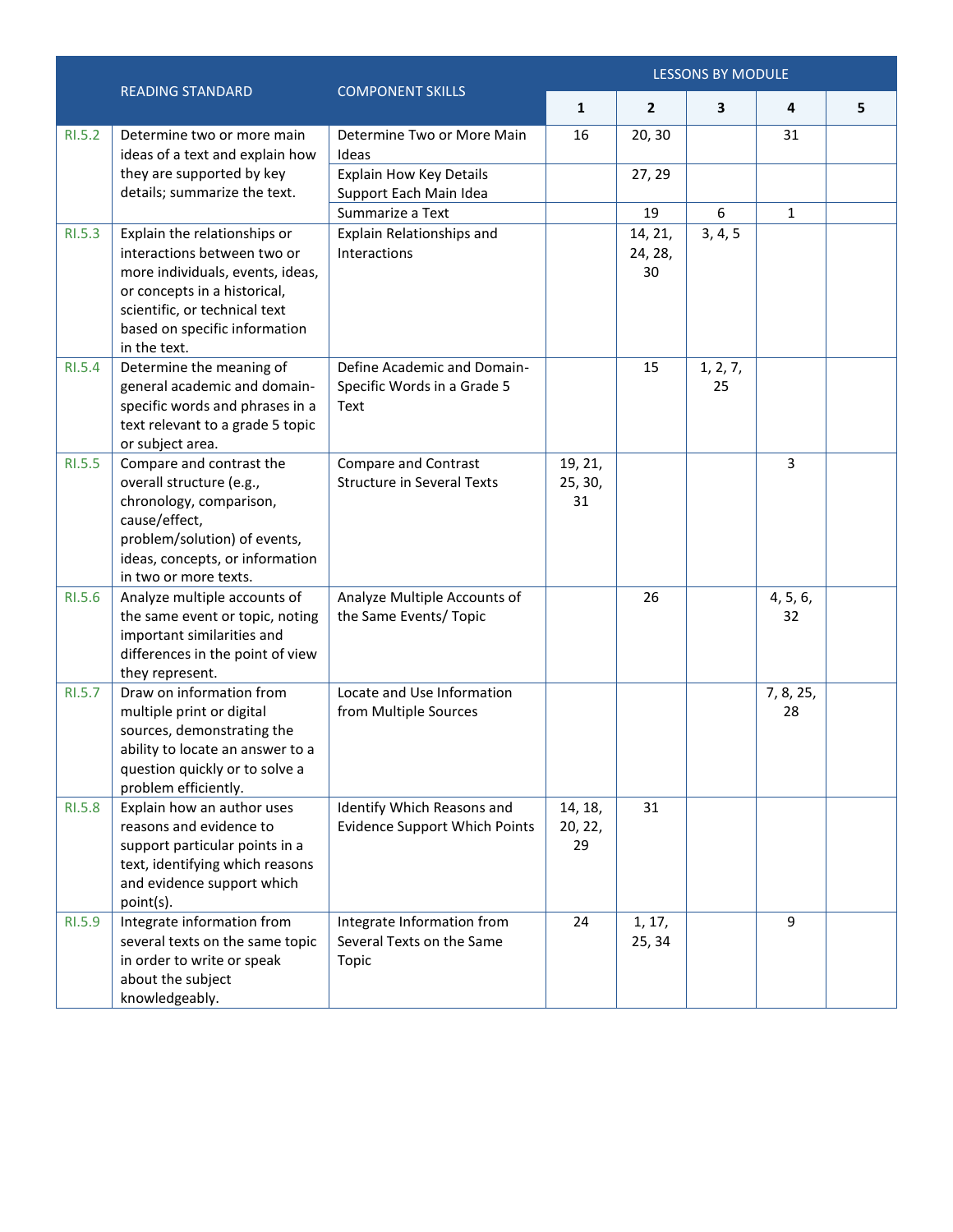| | READING STANDARD | COMPONENT SKILLS | LESSONS BY MODULE | | | | |
|---|---|---|---|---|---|---|---|
| | | | 1 | 2 | 3 | 4 | 5 |
| RI.5.2 | Determine two or more main ideas of a text and explain how they are supported by key details; summarize the text. | Determine Two or More Main Ideas | 16 | 20, 30 | | 31 | |
| | | Explain How Key Details Support Each Main Idea | | 27, 29 | | | |
| | | Summarize a Text | | 19 | 6 | 1 | |
| RI.5.3 | Explain the relationships or interactions between two or more individuals, events, ideas, or concepts in a historical, scientific, or technical text based on specific information in the text. | Explain Relationships and Interactions | | 14, 21, 24, 28, 30 | 3, 4, 5 | | |
| RI.5.4 | Determine the meaning of general academic and domain-specific words and phrases in a text relevant to a grade 5 topic or subject area. | Define Academic and Domain-Specific Words in a Grade 5 Text | | 15 | 1, 2, 7, 25 | | |
| RI.5.5 | Compare and contrast the overall structure (e.g., chronology, comparison, cause/effect, problem/solution) of events, ideas, concepts, or information in two or more texts. | Compare and Contrast Structure in Several Texts | 19, 21, 25, 30, 31 | | | 3 | |
| RI.5.6 | Analyze multiple accounts of the same event or topic, noting important similarities and differences in the point of view they represent. | Analyze Multiple Accounts of the Same Events/ Topic | | 26 | | 4, 5, 6, 32 | |
| RI.5.7 | Draw on information from multiple print or digital sources, demonstrating the ability to locate an answer to a question quickly or to solve a problem efficiently. | Locate and Use Information from Multiple Sources | | | | 7, 8, 25, 28 | |
| RI.5.8 | Explain how an author uses reasons and evidence to support particular points in a text, identifying which reasons and evidence support which point(s). | Identify Which Reasons and Evidence Support Which Points | 14, 18, 20, 22, 29 | 31 | | | |
| RI.5.9 | Integrate information from several texts on the same topic in order to write or speak about the subject knowledgeably. | Integrate Information from Several Texts on the Same Topic | 24 | 1, 17, 25, 34 | | 9 | |